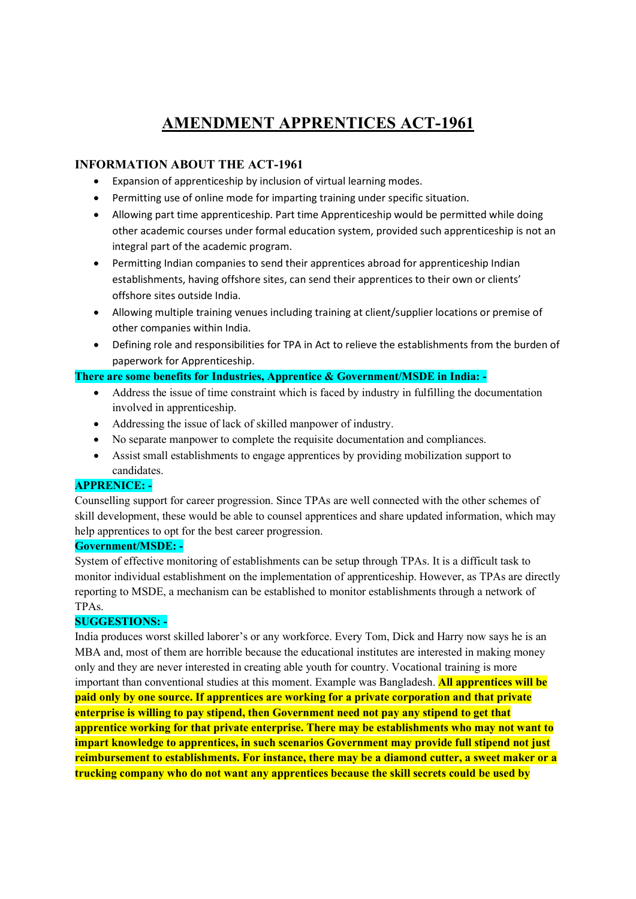# AMENDMENT APPRENTICES ACT-1961

### INFORMATION ABOUT THE ACT-1961

- Expansion of apprenticeship by inclusion of virtual learning modes.
- Permitting use of online mode for imparting training under specific situation.
- Allowing part time apprenticeship. Part time Apprenticeship would be permitted while doing other academic courses under formal education system, provided such apprenticeship is not an integral part of the academic program.
- Permitting Indian companies to send their apprentices abroad for apprenticeship Indian establishments, having offshore sites, can send their apprentices to their own or clients' offshore sites outside India.
- Allowing multiple training venues including training at client/supplier locations or premise of other companies within India.
- Defining role and responsibilities for TPA in Act to relieve the establishments from the burden of paperwork for Apprenticeship.

**There are some benefits for Industries, Apprentice & Government/MSDE in India: -**

- Address the issue of time constraint which is faced by industry in fulfilling the documentation involved in apprenticeship.
- Addressing the issue of lack of skilled manpower of industry.
- No separate manpower to complete the requisite documentation and compliances.
- Assist small establishments to engage apprentices by providing mobilization support to candidates.

**APPRENICE: -**

Counselling support for career progression. Since TPAs are well connected with the other schemes of skill development, these would be able to counsel apprentices and share updated information, which may help apprentices to opt for the best career progression.

**Government/MSDE: -**

System of effective monitoring of establishments can be setup through TPAs. It is a difficult task to monitor individual establishment on the implementation of apprenticeship. However, as TPAs are directly reporting to MSDE, a mechanism can be established to monitor establishments through a network of TPAs.

**SUGGESTIONS: -**

India produces worst skilled laborer's or any workforce. Every Tom, Dick and Harry now says he is an MBA and, most of them are horrible because the educational institutes are interested in making money only and they are never interested in creating able youth for country. Vocational training is more important than conventional studies at this moment. Example was Bangladesh. **All apprentices will be paid only by one source. If apprentices are working for a private corporation and that private enterprise is willing to pay stipend, then Government need not pay any stipend to get that apprentice working for that private enterprise. There may be establishments who may not want to impart knowledge to apprentices, in such scenarios Government may provide full stipend not just reimbursement to establishments. For instance, there may be a diamond cutter, a sweet maker or a trucking company who do not want any apprentices because the skill secrets could be used by**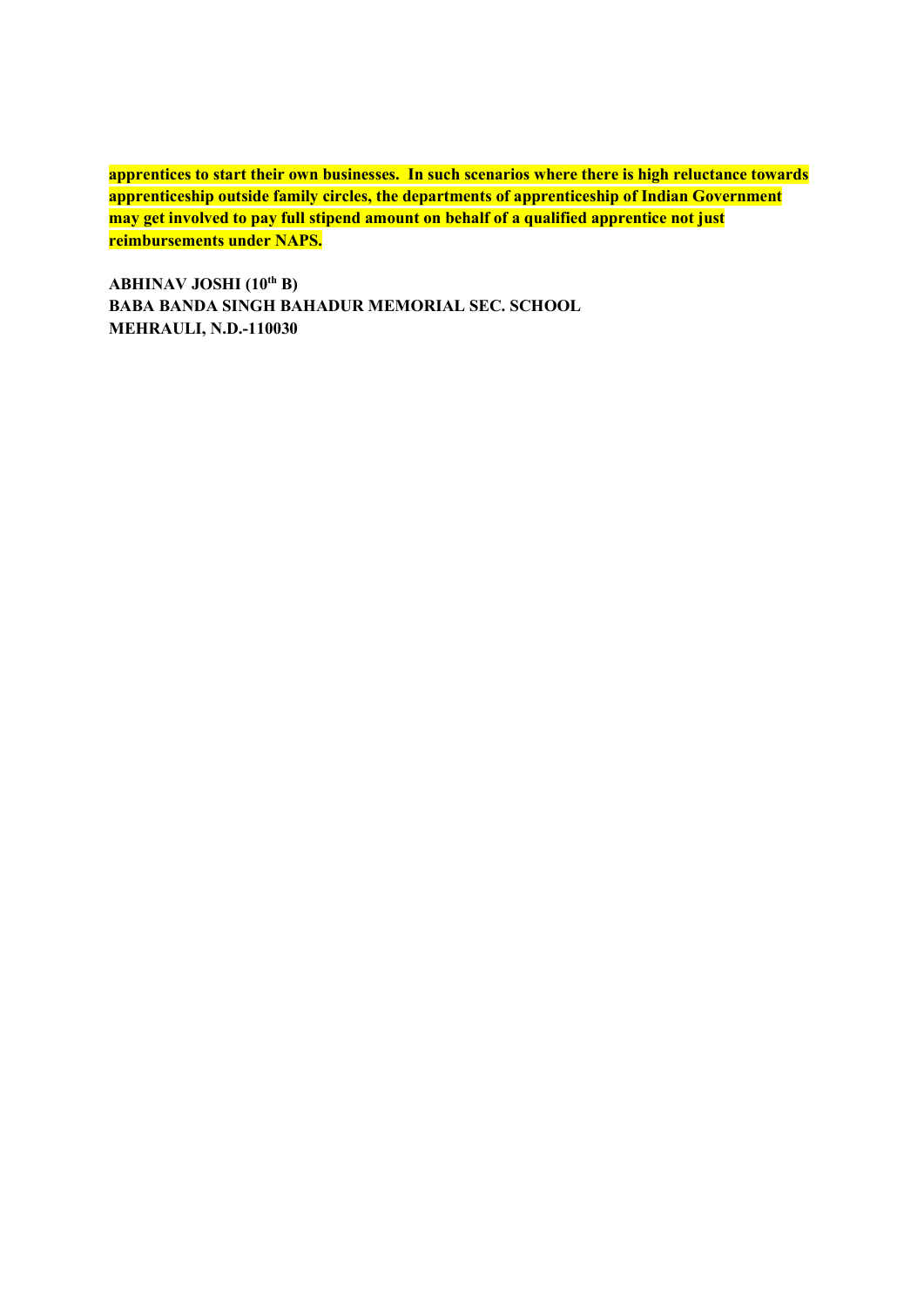**apprentices to start their own businesses. In such scenarios where there is high reluctance towards apprenticeship outside family circles, the departments of apprenticeship of Indian Government may get involved to pay full stipend amount on behalf of a qualified apprentice not just reimbursements under NAPS.**

**ABHINAV JOSHI (10th B)**
**BABA BANDA SINGH BAHADUR MEMORIAL SEC. SCHOOL**
**MEHRAULI, N.D.-110030**